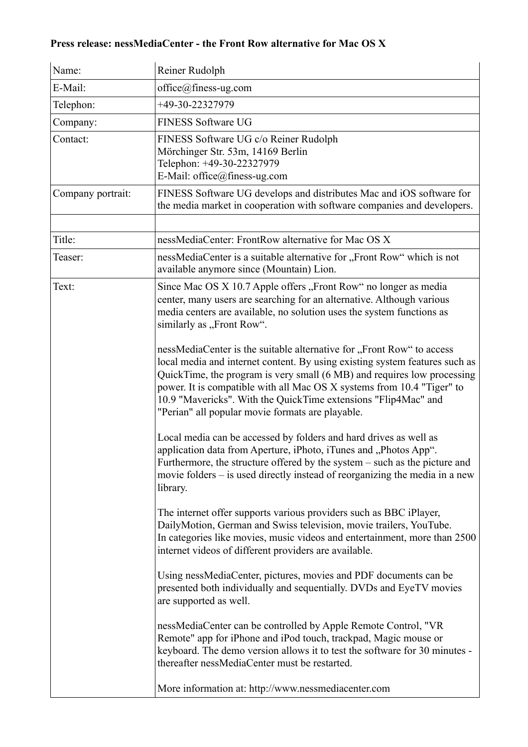**Press release: nessMediaCenter - the Front Row alternative for Mac OS X**

| Name: | Reiner Rudolph |
|---|---|
| E-Mail: | office@finess-ug.com |
| Telephon: | +49-30-22327979 |
| Company: | FINESS Software UG |
| Contact: | FINESS Software UG c/o Reiner Rudolph<br>Mörchinger Str. 53m, 14169 Berlin<br>Telephon: +49-30-22327979<br>E-Mail: office@finess-ug.com |
| Company portrait: | FINESS Software UG develops and distributes Mac and iOS software for the media market in cooperation with software companies and developers. |
| | |
| Title: | nessMediaCenter: FrontRow alternative for Mac OS X |
| Teaser: | nessMediaCenter is a suitable alternative for „Front Row“ which is not available anymore since (Mountain) Lion. |
| Text: | Since Mac OS X 10.7 Apple offers „Front Row“ no longer as media center, many users are searching for an alternative. Although various media centers are available, no solution uses the system functions as similarly as „Front Row“.<br><br>nessMediaCenter is the suitable alternative for „Front Row“ to access local media and internet content. By using existing system features such as QuickTime, the program is very small (6 MB) and requires low processing power. It is compatible with all Mac OS X systems from 10.4 "Tiger" to 10.9 "Mavericks". With the QuickTime extensions "Flip4Mac" and "Perian" all popular movie formats are playable.<br><br>Local media can be accessed by folders and hard drives as well as application data from Aperture, iPhoto, iTunes and „Photos App“. Furthermore, the structure offered by the system – such as the picture and movie folders – is used directly instead of reorganizing the media in a new library.<br><br>The internet offer supports various providers such as BBC iPlayer, DailyMotion, German and Swiss television, movie trailers, YouTube. In categories like movies, music videos and entertainment, more than 2500 internet videos of different providers are available.<br><br>Using nessMediaCenter, pictures, movies and PDF documents can be presented both individually and sequentially. DVDs and EyeTV movies are supported as well.<br><br>nessMediaCenter can be controlled by Apple Remote Control, "VR Remote" app for iPhone and iPod touch, trackpad, Magic mouse or keyboard. The demo version allows it to test the software for 30 minutes - thereafter nessMediaCenter must be restarted.<br><br>More information at: http://www.nessmediacenter.com |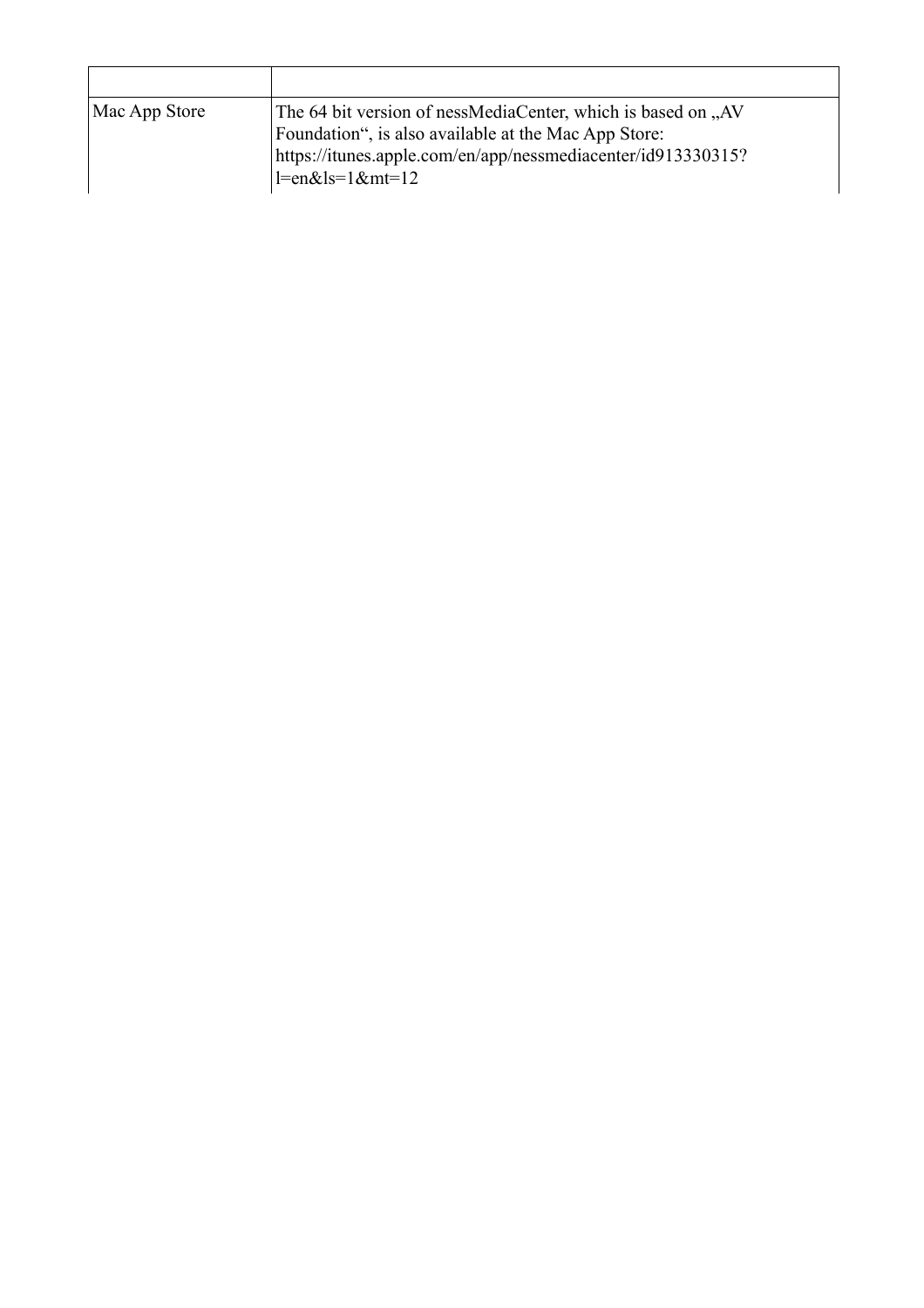| | |
|---|---|
| Mac App Store | The 64 bit version of nessMediaCenter, which is based on „AV Foundation“, is also available at the Mac App Store: https://itunes.apple.com/en/app/nessmediacenter/id913330315?l=en&ls=1&mt=12 |